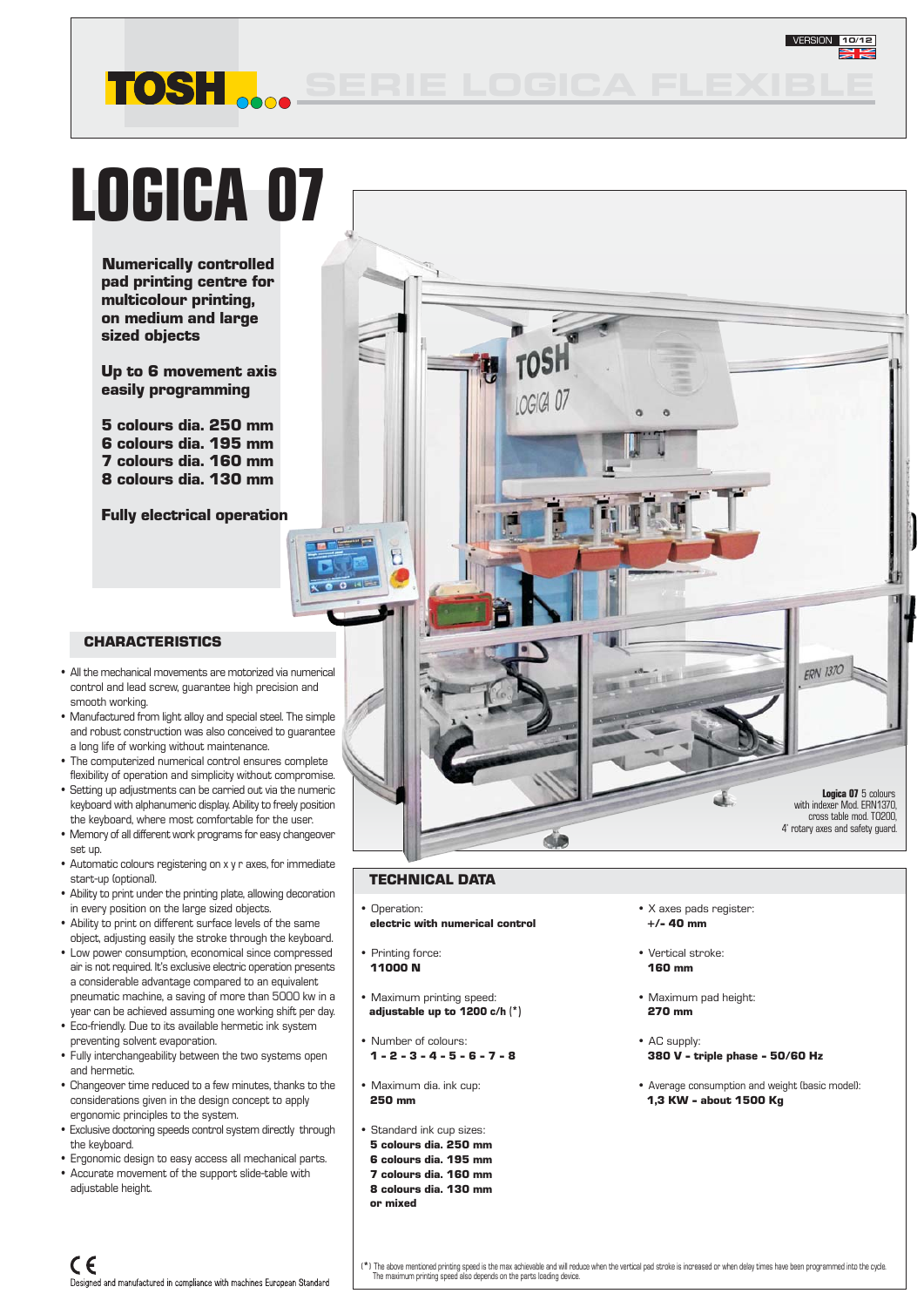TOSH SERIE LOGICA FLEXIBLE

VERSION 10/12

# LOGICA 07

**Numerically controlled pad printing centre for multicolour printing, on medium and large sized objects**

**Up to 6 movement axis easily programming**

**5 colours dia. 250 mm**
**6 colours dia. 195 mm**
**7 colours dia. 160 mm**
**8 colours dia. 130 mm**

**Fully electrical operation**

**Logica 07** 5 colours with indexer Mod. ERN1370, cross table mod. T0200, 4' rotary axes and safety guard.

## CHARACTERISTICS

- All the mechanical movements are motorized via numerical control and lead screw, guarantee high precision and smooth working.
- Manufactured from light alloy and special steel. The simple and robust construction was also conceived to guarantee a long life of working without maintenance.
- The computerized numerical control ensures complete flexibility of operation and simplicity without compromise.
- Setting up adjustments can be carried out via the numeric keyboard with alphanumeric display. Ability to freely position the keyboard, where most comfortable for the user.
- Memory of all different work programs for easy changeover set up.
- Automatic colours registering on x y r axes, for immediate start-up (optional).
- Ability to print under the printing plate, allowing decoration in every position on the large sized objects.
- Ability to print on different surface levels of the same object, adjusting easily the stroke through the keyboard.
- Low power consumption, economical since compressed air is not required. It's exclusive electric operation presents a considerable advantage compared to an equivalent pneumatic machine, a saving of more than 5000 kw in a year can be achieved assuming one working shift per day.
- Eco-friendly. Due to its available hermetic ink system preventing solvent evaporation.
- Fully interchangeability between the two systems open and hermetic.
- Changeover time reduced to a few minutes, thanks to the considerations given in the design concept to apply ergonomic principles to the system.
- Exclusive doctoring speeds control system directly through the keyboard.
- Ergonomic design to easy access all mechanical parts.
- Accurate movement of the support slide-table with adjustable height.

## TECHNICAL DATA

- Operation:
  **electric with numerical control**
- Printing force:
  **11000 N**
- Maximum printing speed:
  **adjustable up to 1200 c/h** (*)
- Number of colours:
  **1 - 2 - 3 - 4 - 5 - 6 - 7 - 8**
- Maximum dia. ink cup:
  **250 mm**
- Standard ink cup sizes:
  **5 colours dia. 250 mm**
  **6 colours dia. 195 mm**
  **7 colours dia. 160 mm**
  **8 colours dia. 130 mm**
  **or mixed**
- X axes pads register:
  **+/- 40 mm**
- Vertical stroke:
  **160 mm**
- Maximum pad height:
  **270 mm**
- AC supply:
  **380 V - triple phase - 50/60 Hz**
- Average consumption and weight (basic model):
  **1,3 KW - about 1500 Kg**

(*) The above mentioned printing speed is the max achievable and will reduce when the vertical pad stroke is increased or when delay times have been programmed into the cycle. The maximum printing speed also depends on the parts loading device.

CE
Designed and manufactured in compliance with machines European Standard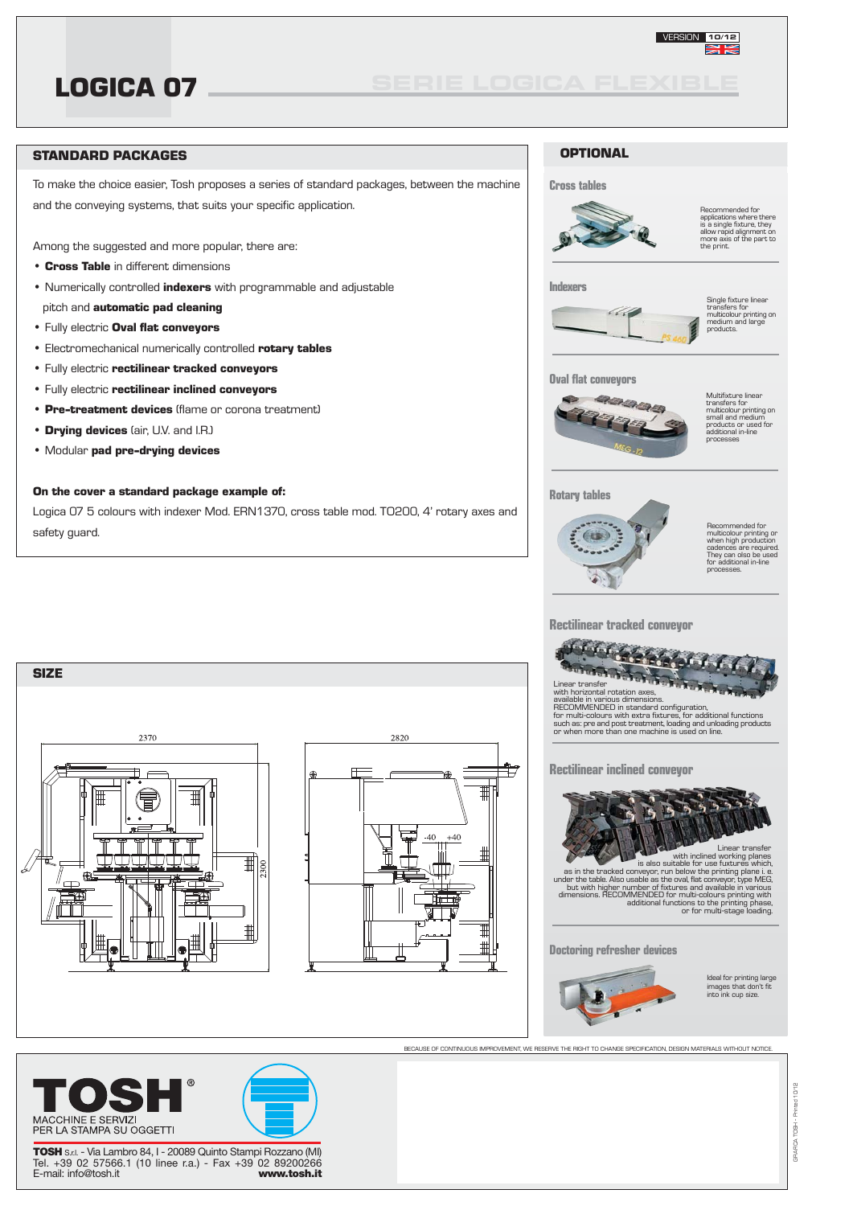VERSION 10/12

# LOGICA 07

SERIE LOGICA FLEXIBLE

## STANDARD PACKAGES

To make the choice easier, Tosh proposes a series of standard packages, between the machine and the conveying systems, that suits your specific application.

Among the suggested and more popular, there are:

- **Cross Table** in different dimensions
- Numerically controlled **indexers** with programmable and adjustable pitch and **automatic pad cleaning**
- Fully electric **Oval flat conveyors**
- Electromechanical numerically controlled **rotary tables**
- Fully electric **rectilinear tracked conveyors**
- Fully electric **rectilinear inclined conveyors**
- **Pre-treatment devices** (flame or corona treatment)
- **Drying devices** (air, U.V. and I.R.)
- Modular **pad pre-drying devices**

**On the cover a standard package example of:**

Logica 07 5 colours with indexer Mod. ERN1370, cross table mod. TO200, 4' rotary axes and safety guard.

## SIZE

2370

2300

2820

-40 +40

## OPTIONAL

### Cross tables

Recommended for applications where there is a single fixture, they allow rapid alignment on more axis of the part to the print.

### Indexers

Single fixture linear transfers for multicolour printing on medium and large products.

### Oval flat conveyors

Multifixture linear transfers for multicolour printing on small and medium products or used for additional in-line processes

### Rotary tables

Recommended for multicolour printing or when high production cadences are required. They can also be used for additional in-line processes.

### Rectilinear tracked conveyor

Linear transfer with horizontal rotation axes, available in various dimensions. RECOMMENDED in standard configuration, for multi-colours with extra fixtures, for additional functions such as: pre and post treatment, loading and unloading products or when more than one machine is used on line.

### Rectilinear inclined conveyor

Linear transfer with inclined working planes is also suitable for use fixtures which, as in the tracked conveyor, run below the printing plane i. e. under the table. Also usable as the oval flat conveyor, type MEG, but with higher number of fixtures and available in various dimensions. RECOMMENDED for multi-colours printing with additional functions to the printing phase, or for multi-stage loading.

### Doctoring refresher devices

Ideal for printing large images that don't fit into ink cup size.

BECAUSE OF CONTINUOUS IMPROVEMENT, WE RESERVE THE RIGHT TO CHANGE SPECIFICATION, DESIGN MATERIALS WITHOUT NOTICE.

**TOSH**®

MACCHINE E SERVIZI
PER LA STAMPA SU OGGETTI

**TOSH** S.r.l. - Via Lambro 84, I - 20089 Quinto Stampi Rozzano (MI)
Tel. +39 02 57566.1 (10 linee r.a.) - Fax +39 02 89200266
E-mail: info@tosh.it **www.tosh.it**

GRAFICA TOSH - Printed 10/12